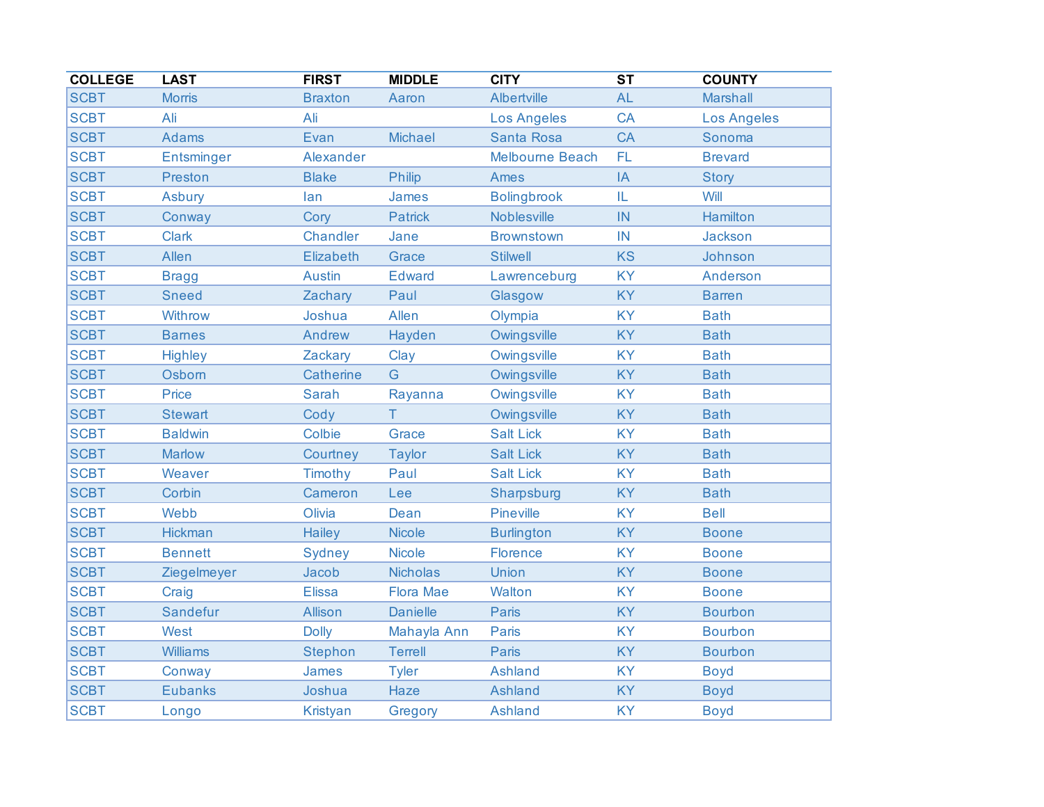| COLLEGE | LAST | FIRST | MIDDLE | CITY | ST | COUNTY |
| --- | --- | --- | --- | --- | --- | --- |
| SCBT | Morris | Braxton | Aaron | Albertville | AL | Marshall |
| SCBT | Ali | Ali | | Los Angeles | CA | Los Angeles |
| SCBT | Adams | Evan | Michael | Santa Rosa | CA | Sonoma |
| SCBT | Entsminger | Alexander | | Melbourne Beach | FL | Brevard |
| SCBT | Preston | Blake | Philip | Ames | IA | Story |
| SCBT | Asbury | Ian | James | Bolingbrook | IL | Will |
| SCBT | Conway | Cory | Patrick | Noblesville | IN | Hamilton |
| SCBT | Clark | Chandler | Jane | Brownstown | IN | Jackson |
| SCBT | Allen | Elizabeth | Grace | Stilwell | KS | Johnson |
| SCBT | Bragg | Austin | Edward | Lawrenceburg | KY | Anderson |
| SCBT | Sneed | Zachary | Paul | Glasgow | KY | Barren |
| SCBT | Withrow | Joshua | Allen | Olympia | KY | Bath |
| SCBT | Barnes | Andrew | Hayden | Owingsville | KY | Bath |
| SCBT | Highley | Zackary | Clay | Owingsville | KY | Bath |
| SCBT | Osborn | Catherine | G | Owingsville | KY | Bath |
| SCBT | Price | Sarah | Rayanna | Owingsville | KY | Bath |
| SCBT | Stewart | Cody | T | Owingsville | KY | Bath |
| SCBT | Baldwin | Colbie | Grace | Salt Lick | KY | Bath |
| SCBT | Marlow | Courtney | Taylor | Salt Lick | KY | Bath |
| SCBT | Weaver | Timothy | Paul | Salt Lick | KY | Bath |
| SCBT | Corbin | Cameron | Lee | Sharpsburg | KY | Bath |
| SCBT | Webb | Olivia | Dean | Pineville | KY | Bell |
| SCBT | Hickman | Hailey | Nicole | Burlington | KY | Boone |
| SCBT | Bennett | Sydney | Nicole | Florence | KY | Boone |
| SCBT | Ziegelmeyer | Jacob | Nicholas | Union | KY | Boone |
| SCBT | Craig | Elissa | Flora Mae | Walton | KY | Boone |
| SCBT | Sandefur | Allison | Danielle | Paris | KY | Bourbon |
| SCBT | West | Dolly | Mahayla Ann | Paris | KY | Bourbon |
| SCBT | Williams | Stephon | Terrell | Paris | KY | Bourbon |
| SCBT | Conway | James | Tyler | Ashland | KY | Boyd |
| SCBT | Eubanks | Joshua | Haze | Ashland | KY | Boyd |
| SCBT | Longo | Kristyan | Gregory | Ashland | KY | Boyd |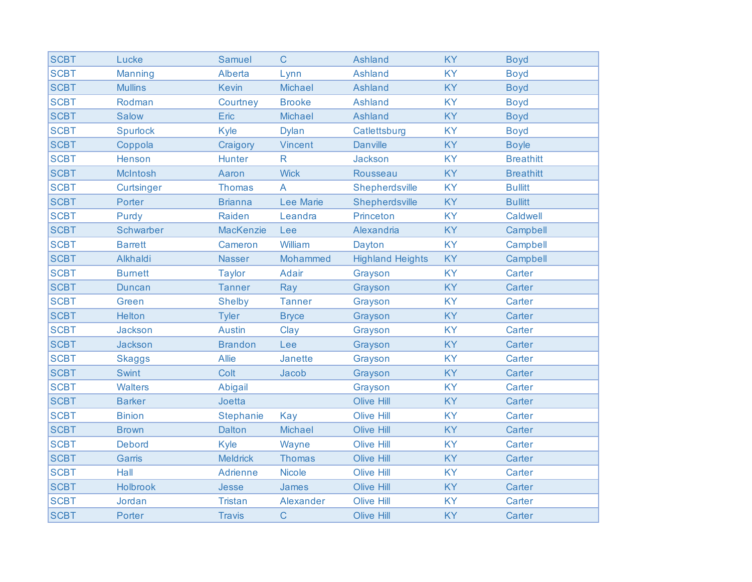| SCBT | Lucke | Samuel | C | Ashland | KY | Boyd |
|---|---|---|---|---|---|---|
| SCBT | Manning | Alberta | Lynn | Ashland | KY | Boyd |
| SCBT | Mullins | Kevin | Michael | Ashland | KY | Boyd |
| SCBT | Rodman | Courtney | Brooke | Ashland | KY | Boyd |
| SCBT | Salow | Eric | Michael | Ashland | KY | Boyd |
| SCBT | Spurlock | Kyle | Dylan | Catlettsburg | KY | Boyd |
| SCBT | Coppola | Craigory | Vincent | Danville | KY | Boyle |
| SCBT | Henson | Hunter | R | Jackson | KY | Breathitt |
| SCBT | McIntosh | Aaron | Wick | Rousseau | KY | Breathitt |
| SCBT | Curtsinger | Thomas | A | Shepherdsville | KY | Bullitt |
| SCBT | Porter | Brianna | Lee Marie | Shepherdsville | KY | Bullitt |
| SCBT | Purdy | Raiden | Leandra | Princeton | KY | Caldwell |
| SCBT | Schwarber | MacKenzie | Lee | Alexandria | KY | Campbell |
| SCBT | Barrett | Cameron | William | Dayton | KY | Campbell |
| SCBT | Alkhaldi | Nasser | Mohammed | Highland Heights | KY | Campbell |
| SCBT | Burnett | Taylor | Adair | Grayson | KY | Carter |
| SCBT | Duncan | Tanner | Ray | Grayson | KY | Carter |
| SCBT | Green | Shelby | Tanner | Grayson | KY | Carter |
| SCBT | Helton | Tyler | Bryce | Grayson | KY | Carter |
| SCBT | Jackson | Austin | Clay | Grayson | KY | Carter |
| SCBT | Jackson | Brandon | Lee | Grayson | KY | Carter |
| SCBT | Skaggs | Allie | Janette | Grayson | KY | Carter |
| SCBT | Swint | Colt | Jacob | Grayson | KY | Carter |
| SCBT | Walters | Abigail | | Grayson | KY | Carter |
| SCBT | Barker | Joetta | | Olive Hill | KY | Carter |
| SCBT | Binion | Stephanie | Kay | Olive Hill | KY | Carter |
| SCBT | Brown | Dalton | Michael | Olive Hill | KY | Carter |
| SCBT | Debord | Kyle | Wayne | Olive Hill | KY | Carter |
| SCBT | Garris | Meldrick | Thomas | Olive Hill | KY | Carter |
| SCBT | Hall | Adrienne | Nicole | Olive Hill | KY | Carter |
| SCBT | Holbrook | Jesse | James | Olive Hill | KY | Carter |
| SCBT | Jordan | Tristan | Alexander | Olive Hill | KY | Carter |
| SCBT | Porter | Travis | C | Olive Hill | KY | Carter |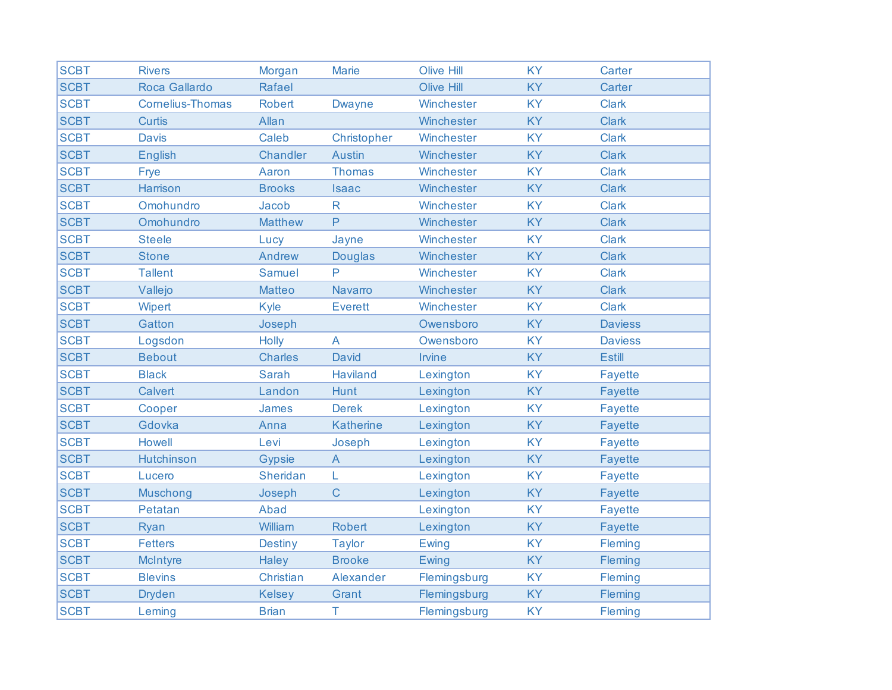| | | | | | | |
|---|---|---|---|---|---|---|
| SCBT | Rivers | Morgan | Marie | Olive Hill | KY | Carter |
| SCBT | Roca Gallardo | Rafael | | Olive Hill | KY | Carter |
| SCBT | Cornelius-Thomas | Robert | Dwayne | Winchester | KY | Clark |
| SCBT | Curtis | Allan | | Winchester | KY | Clark |
| SCBT | Davis | Caleb | Christopher | Winchester | KY | Clark |
| SCBT | English | Chandler | Austin | Winchester | KY | Clark |
| SCBT | Frye | Aaron | Thomas | Winchester | KY | Clark |
| SCBT | Harrison | Brooks | Isaac | Winchester | KY | Clark |
| SCBT | Omohundro | Jacob | R | Winchester | KY | Clark |
| SCBT | Omohundro | Matthew | P | Winchester | KY | Clark |
| SCBT | Steele | Lucy | Jayne | Winchester | KY | Clark |
| SCBT | Stone | Andrew | Douglas | Winchester | KY | Clark |
| SCBT | Tallent | Samuel | P | Winchester | KY | Clark |
| SCBT | Vallejo | Matteo | Navarro | Winchester | KY | Clark |
| SCBT | Wipert | Kyle | Everett | Winchester | KY | Clark |
| SCBT | Gatton | Joseph | | Owensboro | KY | Daviess |
| SCBT | Logsdon | Holly | A | Owensboro | KY | Daviess |
| SCBT | Bebout | Charles | David | Irvine | KY | Estill |
| SCBT | Black | Sarah | Haviland | Lexington | KY | Fayette |
| SCBT | Calvert | Landon | Hunt | Lexington | KY | Fayette |
| SCBT | Cooper | James | Derek | Lexington | KY | Fayette |
| SCBT | Gdovka | Anna | Katherine | Lexington | KY | Fayette |
| SCBT | Howell | Levi | Joseph | Lexington | KY | Fayette |
| SCBT | Hutchinson | Gypsie | A | Lexington | KY | Fayette |
| SCBT | Lucero | Sheridan | L | Lexington | KY | Fayette |
| SCBT | Muschong | Joseph | C | Lexington | KY | Fayette |
| SCBT | Petatan | Abad | | Lexington | KY | Fayette |
| SCBT | Ryan | William | Robert | Lexington | KY | Fayette |
| SCBT | Fetters | Destiny | Taylor | Ewing | KY | Fleming |
| SCBT | McIntyre | Haley | Brooke | Ewing | KY | Fleming |
| SCBT | Blevins | Christian | Alexander | Flemingsburg | KY | Fleming |
| SCBT | Dryden | Kelsey | Grant | Flemingsburg | KY | Fleming |
| SCBT | Leming | Brian | T | Flemingsburg | KY | Fleming |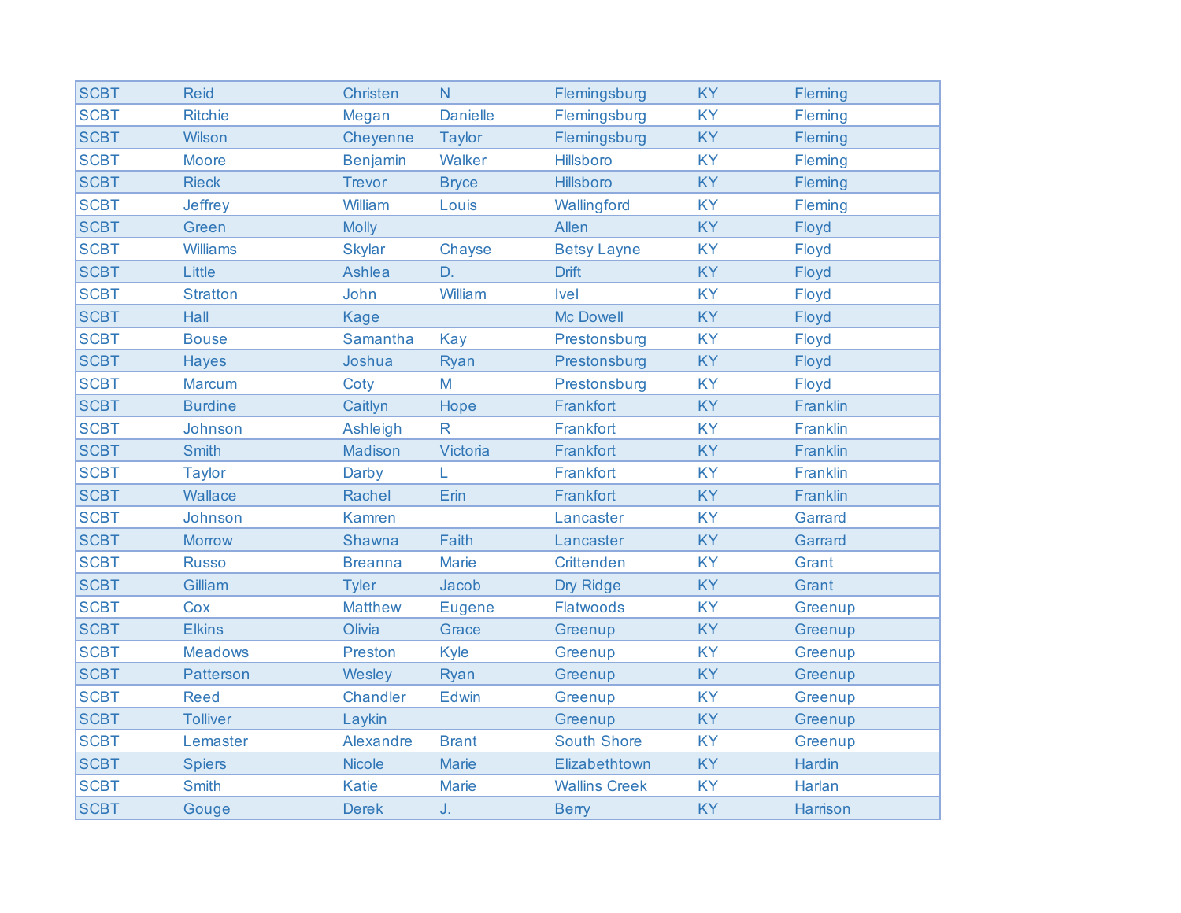| | | | | | | |
|---|---|---|---|---|---|---|
| SCBT | Reid | Christen | N | Flemingsburg | KY | Fleming |
| SCBT | Ritchie | Megan | Danielle | Flemingsburg | KY | Fleming |
| SCBT | Wilson | Cheyenne | Taylor | Flemingsburg | KY | Fleming |
| SCBT | Moore | Benjamin | Walker | Hillsboro | KY | Fleming |
| SCBT | Rieck | Trevor | Bryce | Hillsboro | KY | Fleming |
| SCBT | Jeffrey | William | Louis | Wallingford | KY | Fleming |
| SCBT | Green | Molly | | Allen | KY | Floyd |
| SCBT | Williams | Skylar | Chayse | Betsy Layne | KY | Floyd |
| SCBT | Little | Ashlea | D. | Drift | KY | Floyd |
| SCBT | Stratton | John | William | Ivel | KY | Floyd |
| SCBT | Hall | Kage | | Mc Dowell | KY | Floyd |
| SCBT | Bouse | Samantha | Kay | Prestonsburg | KY | Floyd |
| SCBT | Hayes | Joshua | Ryan | Prestonsburg | KY | Floyd |
| SCBT | Marcum | Coty | M | Prestonsburg | KY | Floyd |
| SCBT | Burdine | Caitlyn | Hope | Frankfort | KY | Franklin |
| SCBT | Johnson | Ashleigh | R | Frankfort | KY | Franklin |
| SCBT | Smith | Madison | Victoria | Frankfort | KY | Franklin |
| SCBT | Taylor | Darby | L | Frankfort | KY | Franklin |
| SCBT | Wallace | Rachel | Erin | Frankfort | KY | Franklin |
| SCBT | Johnson | Kamren | | Lancaster | KY | Garrard |
| SCBT | Morrow | Shawna | Faith | Lancaster | KY | Garrard |
| SCBT | Russo | Breanna | Marie | Crittenden | KY | Grant |
| SCBT | Gilliam | Tyler | Jacob | Dry Ridge | KY | Grant |
| SCBT | Cox | Matthew | Eugene | Flatwoods | KY | Greenup |
| SCBT | Elkins | Olivia | Grace | Greenup | KY | Greenup |
| SCBT | Meadows | Preston | Kyle | Greenup | KY | Greenup |
| SCBT | Patterson | Wesley | Ryan | Greenup | KY | Greenup |
| SCBT | Reed | Chandler | Edwin | Greenup | KY | Greenup |
| SCBT | Tolliver | Laykin | | Greenup | KY | Greenup |
| SCBT | Lemaster | Alexandre | Brant | South Shore | KY | Greenup |
| SCBT | Spiers | Nicole | Marie | Elizabethtown | KY | Hardin |
| SCBT | Smith | Katie | Marie | Wallins Creek | KY | Harlan |
| SCBT | Gouge | Derek | J. | Berry | KY | Harrison |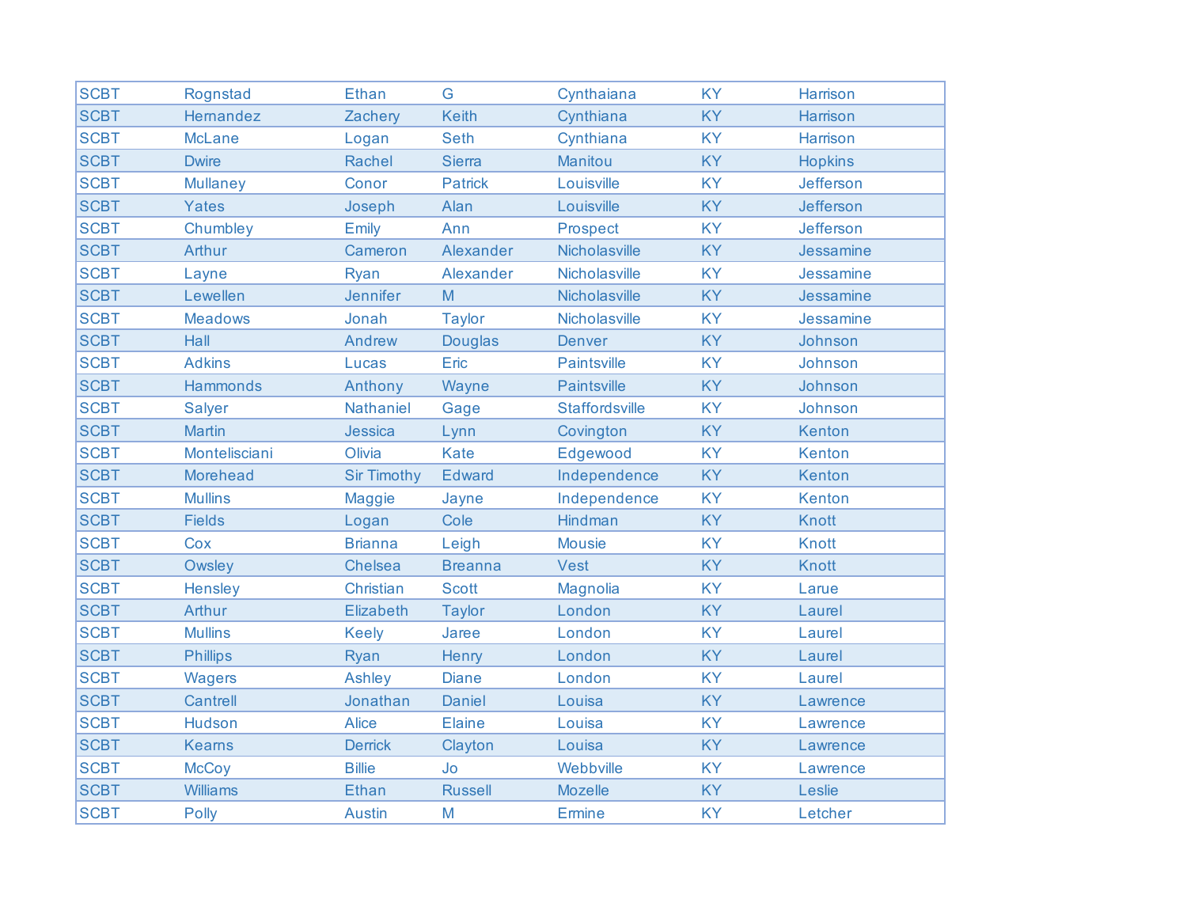| SCBT | Rognstad | Ethan | G | Cynthaiana | KY | Harrison |
|---|---|---|---|---|---|---|
| SCBT | Hernandez | Zachery | Keith | Cynthiana | KY | Harrison |
| SCBT | McLane | Logan | Seth | Cynthiana | KY | Harrison |
| SCBT | Dwire | Rachel | Sierra | Manitou | KY | Hopkins |
| SCBT | Mullaney | Conor | Patrick | Louisville | KY | Jefferson |
| SCBT | Yates | Joseph | Alan | Louisville | KY | Jefferson |
| SCBT | Chumbley | Emily | Ann | Prospect | KY | Jefferson |
| SCBT | Arthur | Cameron | Alexander | Nicholasville | KY | Jessamine |
| SCBT | Layne | Ryan | Alexander | Nicholasville | KY | Jessamine |
| SCBT | Lewellen | Jennifer | M | Nicholasville | KY | Jessamine |
| SCBT | Meadows | Jonah | Taylor | Nicholasville | KY | Jessamine |
| SCBT | Hall | Andrew | Douglas | Denver | KY | Johnson |
| SCBT | Adkins | Lucas | Eric | Paintsville | KY | Johnson |
| SCBT | Hammonds | Anthony | Wayne | Paintsville | KY | Johnson |
| SCBT | Salyer | Nathaniel | Gage | Staffordsville | KY | Johnson |
| SCBT | Martin | Jessica | Lynn | Covington | KY | Kenton |
| SCBT | Montelisciani | Olivia | Kate | Edgewood | KY | Kenton |
| SCBT | Morehead | Sir Timothy | Edward | Independence | KY | Kenton |
| SCBT | Mullins | Maggie | Jayne | Independence | KY | Kenton |
| SCBT | Fields | Logan | Cole | Hindman | KY | Knott |
| SCBT | Cox | Brianna | Leigh | Mousie | KY | Knott |
| SCBT | Owsley | Chelsea | Breanna | Vest | KY | Knott |
| SCBT | Hensley | Christian | Scott | Magnolia | KY | Larue |
| SCBT | Arthur | Elizabeth | Taylor | London | KY | Laurel |
| SCBT | Mullins | Keely | Jaree | London | KY | Laurel |
| SCBT | Phillips | Ryan | Henry | London | KY | Laurel |
| SCBT | Wagers | Ashley | Diane | London | KY | Laurel |
| SCBT | Cantrell | Jonathan | Daniel | Louisa | KY | Lawrence |
| SCBT | Hudson | Alice | Elaine | Louisa | KY | Lawrence |
| SCBT | Kearns | Derrick | Clayton | Louisa | KY | Lawrence |
| SCBT | McCoy | Billie | Jo | Webbville | KY | Lawrence |
| SCBT | Williams | Ethan | Russell | Mozelle | KY | Leslie |
| SCBT | Polly | Austin | M | Ermine | KY | Letcher |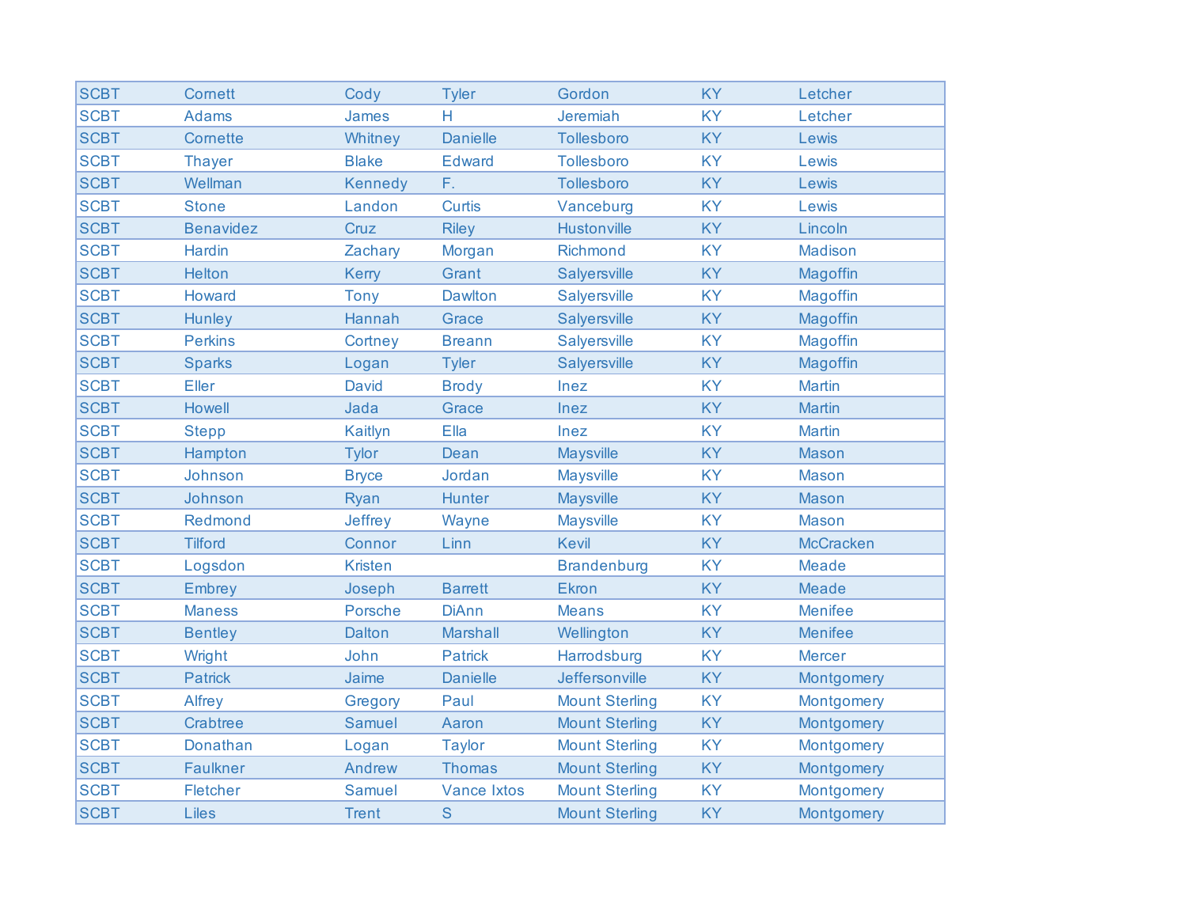| SCBT | Cornett | Cody | Tyler | Gordon | KY | Letcher |
|---|---|---|---|---|---|---|
| SCBT | Adams | James | H | Jeremiah | KY | Letcher |
| SCBT | Cornette | Whitney | Danielle | Tollesboro | KY | Lewis |
| SCBT | Thayer | Blake | Edward | Tollesboro | KY | Lewis |
| SCBT | Wellman | Kennedy | F. | Tollesboro | KY | Lewis |
| SCBT | Stone | Landon | Curtis | Vanceburg | KY | Lewis |
| SCBT | Benavidez | Cruz | Riley | Hustonville | KY | Lincoln |
| SCBT | Hardin | Zachary | Morgan | Richmond | KY | Madison |
| SCBT | Helton | Kerry | Grant | Salyersville | KY | Magoffin |
| SCBT | Howard | Tony | Dawlton | Salyersville | KY | Magoffin |
| SCBT | Hunley | Hannah | Grace | Salyersville | KY | Magoffin |
| SCBT | Perkins | Cortney | Breann | Salyersville | KY | Magoffin |
| SCBT | Sparks | Logan | Tyler | Salyersville | KY | Magoffin |
| SCBT | Eller | David | Brody | Inez | KY | Martin |
| SCBT | Howell | Jada | Grace | Inez | KY | Martin |
| SCBT | Stepp | Kaitlyn | Ella | Inez | KY | Martin |
| SCBT | Hampton | Tylor | Dean | Maysville | KY | Mason |
| SCBT | Johnson | Bryce | Jordan | Maysville | KY | Mason |
| SCBT | Johnson | Ryan | Hunter | Maysville | KY | Mason |
| SCBT | Redmond | Jeffrey | Wayne | Maysville | KY | Mason |
| SCBT | Tilford | Connor | Linn | Kevil | KY | McCracken |
| SCBT | Logsdon | Kristen | | Brandenburg | KY | Meade |
| SCBT | Embrey | Joseph | Barrett | Ekron | KY | Meade |
| SCBT | Maness | Porsche | DiAnn | Means | KY | Menifee |
| SCBT | Bentley | Dalton | Marshall | Wellington | KY | Menifee |
| SCBT | Wright | John | Patrick | Harrodsburg | KY | Mercer |
| SCBT | Patrick | Jaime | Danielle | Jeffersonville | KY | Montgomery |
| SCBT | Alfrey | Gregory | Paul | Mount Sterling | KY | Montgomery |
| SCBT | Crabtree | Samuel | Aaron | Mount Sterling | KY | Montgomery |
| SCBT | Donathan | Logan | Taylor | Mount Sterling | KY | Montgomery |
| SCBT | Faulkner | Andrew | Thomas | Mount Sterling | KY | Montgomery |
| SCBT | Fletcher | Samuel | Vance Ixtos | Mount Sterling | KY | Montgomery |
| SCBT | Liles | Trent | S | Mount Sterling | KY | Montgomery |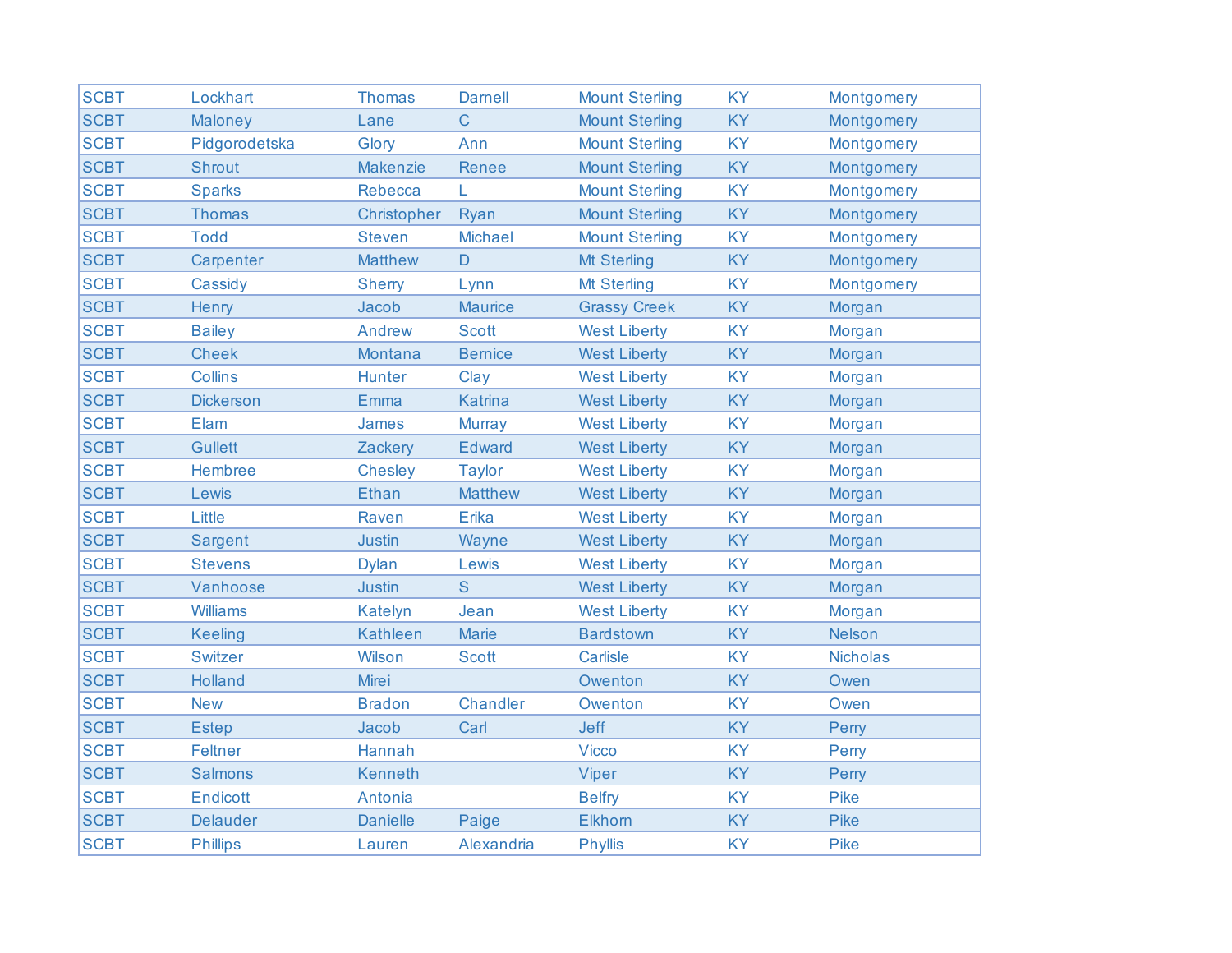| SCBT | Lockhart | Thomas | Darnell | Mount Sterling | KY | Montgomery |
|---|---|---|---|---|---|---|
| SCBT | Maloney | Lane | C | Mount Sterling | KY | Montgomery |
| SCBT | Pidgorodetska | Glory | Ann | Mount Sterling | KY | Montgomery |
| SCBT | Shrout | Makenzie | Renee | Mount Sterling | KY | Montgomery |
| SCBT | Sparks | Rebecca | L | Mount Sterling | KY | Montgomery |
| SCBT | Thomas | Christopher | Ryan | Mount Sterling | KY | Montgomery |
| SCBT | Todd | Steven | Michael | Mount Sterling | KY | Montgomery |
| SCBT | Carpenter | Matthew | D | Mt Sterling | KY | Montgomery |
| SCBT | Cassidy | Sherry | Lynn | Mt Sterling | KY | Montgomery |
| SCBT | Henry | Jacob | Maurice | Grassy Creek | KY | Morgan |
| SCBT | Bailey | Andrew | Scott | West Liberty | KY | Morgan |
| SCBT | Cheek | Montana | Bernice | West Liberty | KY | Morgan |
| SCBT | Collins | Hunter | Clay | West Liberty | KY | Morgan |
| SCBT | Dickerson | Emma | Katrina | West Liberty | KY | Morgan |
| SCBT | Elam | James | Murray | West Liberty | KY | Morgan |
| SCBT | Gullett | Zackery | Edward | West Liberty | KY | Morgan |
| SCBT | Hembree | Chesley | Taylor | West Liberty | KY | Morgan |
| SCBT | Lewis | Ethan | Matthew | West Liberty | KY | Morgan |
| SCBT | Little | Raven | Erika | West Liberty | KY | Morgan |
| SCBT | Sargent | Justin | Wayne | West Liberty | KY | Morgan |
| SCBT | Stevens | Dylan | Lewis | West Liberty | KY | Morgan |
| SCBT | Vanhoose | Justin | S | West Liberty | KY | Morgan |
| SCBT | Williams | Katelyn | Jean | West Liberty | KY | Morgan |
| SCBT | Keeling | Kathleen | Marie | Bardstown | KY | Nelson |
| SCBT | Switzer | Wilson | Scott | Carlisle | KY | Nicholas |
| SCBT | Holland | Mirei | | Owenton | KY | Owen |
| SCBT | New | Bradon | Chandler | Owenton | KY | Owen |
| SCBT | Estep | Jacob | Carl | Jeff | KY | Perry |
| SCBT | Feltner | Hannah | | Vicco | KY | Perry |
| SCBT | Salmons | Kenneth | | Viper | KY | Perry |
| SCBT | Endicott | Antonia | | Belfry | KY | Pike |
| SCBT | Delauder | Danielle | Paige | Elkhorn | KY | Pike |
| SCBT | Phillips | Lauren | Alexandria | Phyllis | KY | Pike |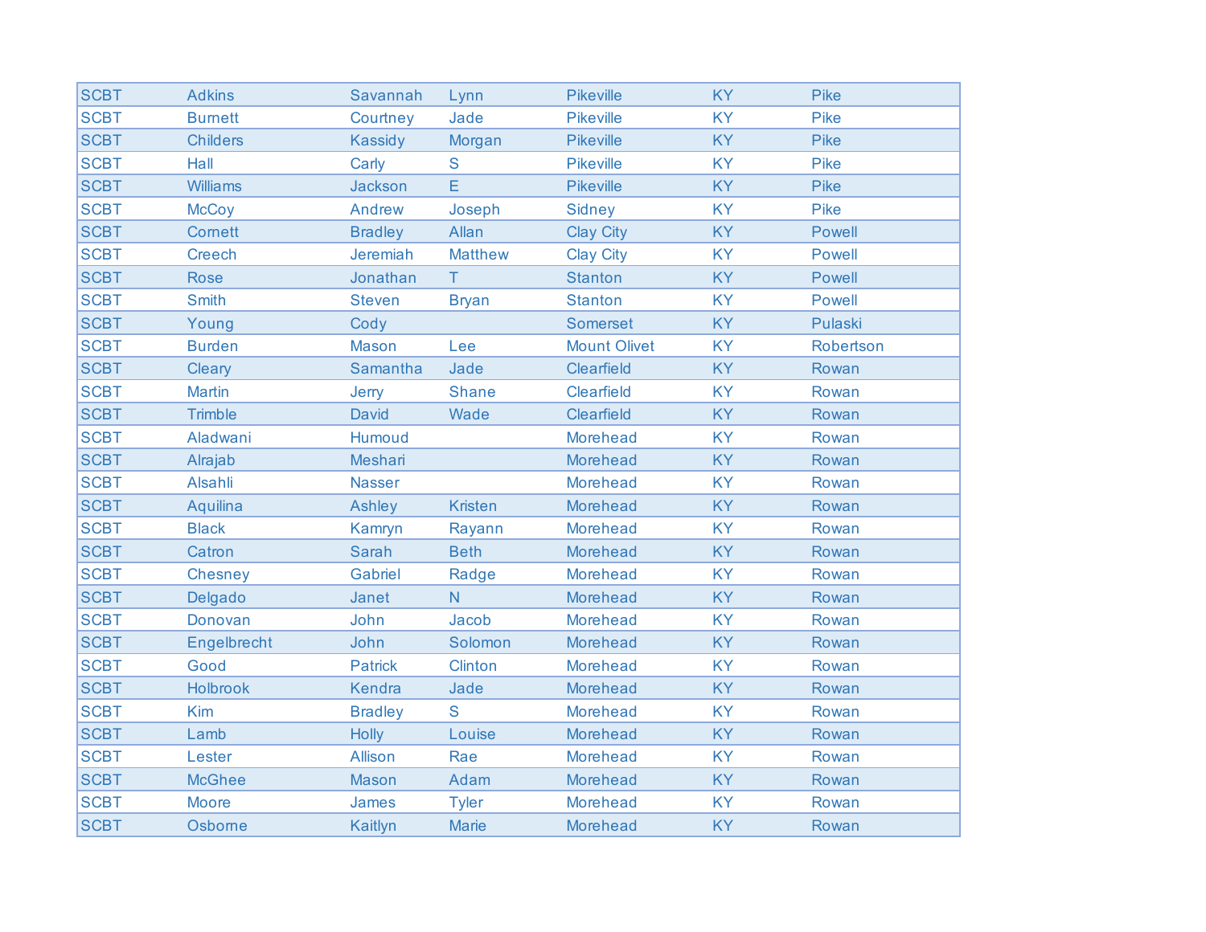| | | | | | | |
|---|---|---|---|---|---|---|
| SCBT | Adkins | Savannah | Lynn | Pikeville | KY | Pike |
| SCBT | Burnett | Courtney | Jade | Pikeville | KY | Pike |
| SCBT | Childers | Kassidy | Morgan | Pikeville | KY | Pike |
| SCBT | Hall | Carly | S | Pikeville | KY | Pike |
| SCBT | Williams | Jackson | E | Pikeville | KY | Pike |
| SCBT | McCoy | Andrew | Joseph | Sidney | KY | Pike |
| SCBT | Cornett | Bradley | Allan | Clay City | KY | Powell |
| SCBT | Creech | Jeremiah | Matthew | Clay City | KY | Powell |
| SCBT | Rose | Jonathan | T | Stanton | KY | Powell |
| SCBT | Smith | Steven | Bryan | Stanton | KY | Powell |
| SCBT | Young | Cody | | Somerset | KY | Pulaski |
| SCBT | Burden | Mason | Lee | Mount Olivet | KY | Robertson |
| SCBT | Cleary | Samantha | Jade | Clearfield | KY | Rowan |
| SCBT | Martin | Jerry | Shane | Clearfield | KY | Rowan |
| SCBT | Trimble | David | Wade | Clearfield | KY | Rowan |
| SCBT | Aladwani | Humoud | | Morehead | KY | Rowan |
| SCBT | Alrajab | Meshari | | Morehead | KY | Rowan |
| SCBT | Alsahli | Nasser | | Morehead | KY | Rowan |
| SCBT | Aquilina | Ashley | Kristen | Morehead | KY | Rowan |
| SCBT | Black | Kamryn | Rayann | Morehead | KY | Rowan |
| SCBT | Catron | Sarah | Beth | Morehead | KY | Rowan |
| SCBT | Chesney | Gabriel | Radge | Morehead | KY | Rowan |
| SCBT | Delgado | Janet | N | Morehead | KY | Rowan |
| SCBT | Donovan | John | Jacob | Morehead | KY | Rowan |
| SCBT | Engelbrecht | John | Solomon | Morehead | KY | Rowan |
| SCBT | Good | Patrick | Clinton | Morehead | KY | Rowan |
| SCBT | Holbrook | Kendra | Jade | Morehead | KY | Rowan |
| SCBT | Kim | Bradley | S | Morehead | KY | Rowan |
| SCBT | Lamb | Holly | Louise | Morehead | KY | Rowan |
| SCBT | Lester | Allison | Rae | Morehead | KY | Rowan |
| SCBT | McGhee | Mason | Adam | Morehead | KY | Rowan |
| SCBT | Moore | James | Tyler | Morehead | KY | Rowan |
| SCBT | Osborne | Kaitlyn | Marie | Morehead | KY | Rowan |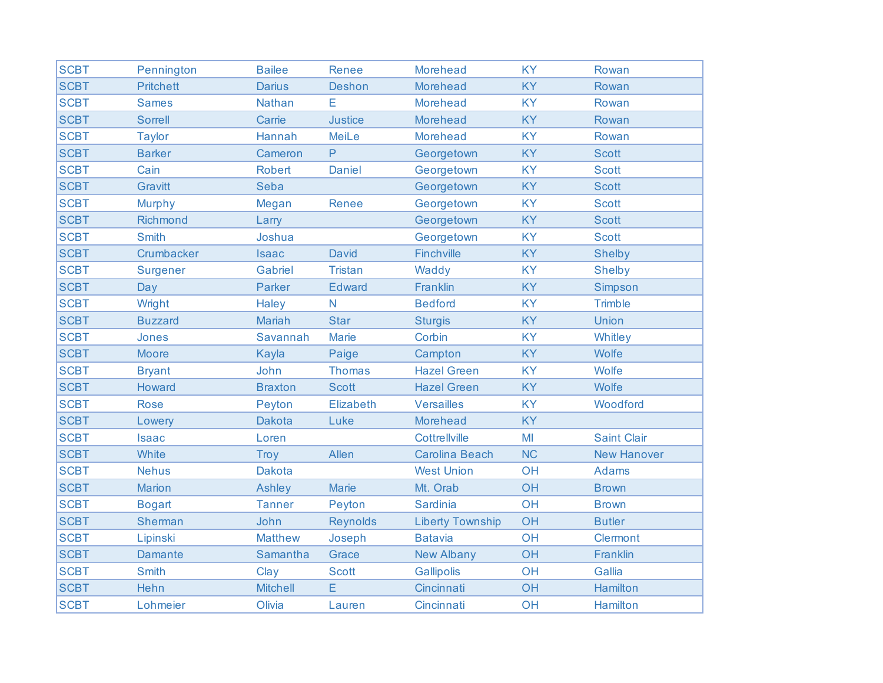| SCBT | Pennington | Bailee | Renee | Morehead | KY | Rowan |
|---|---|---|---|---|---|---|
| SCBT | Pritchett | Darius | Deshon | Morehead | KY | Rowan |
| SCBT | Sames | Nathan | E | Morehead | KY | Rowan |
| SCBT | Sorrell | Carrie | Justice | Morehead | KY | Rowan |
| SCBT | Taylor | Hannah | MeiLe | Morehead | KY | Rowan |
| SCBT | Barker | Cameron | P | Georgetown | KY | Scott |
| SCBT | Cain | Robert | Daniel | Georgetown | KY | Scott |
| SCBT | Gravitt | Seba | | Georgetown | KY | Scott |
| SCBT | Murphy | Megan | Renee | Georgetown | KY | Scott |
| SCBT | Richmond | Larry | | Georgetown | KY | Scott |
| SCBT | Smith | Joshua | | Georgetown | KY | Scott |
| SCBT | Crumbacker | Isaac | David | Finchville | KY | Shelby |
| SCBT | Surgener | Gabriel | Tristan | Waddy | KY | Shelby |
| SCBT | Day | Parker | Edward | Franklin | KY | Simpson |
| SCBT | Wright | Haley | N | Bedford | KY | Trimble |
| SCBT | Buzzard | Mariah | Star | Sturgis | KY | Union |
| SCBT | Jones | Savannah | Marie | Corbin | KY | Whitley |
| SCBT | Moore | Kayla | Paige | Campton | KY | Wolfe |
| SCBT | Bryant | John | Thomas | Hazel Green | KY | Wolfe |
| SCBT | Howard | Braxton | Scott | Hazel Green | KY | Wolfe |
| SCBT | Rose | Peyton | Elizabeth | Versailles | KY | Woodford |
| SCBT | Lowery | Dakota | Luke | Morehead | KY | |
| SCBT | Isaac | Loren | | Cottrellville | MI | Saint Clair |
| SCBT | White | Troy | Allen | Carolina Beach | NC | New Hanover |
| SCBT | Nehus | Dakota | | West Union | OH | Adams |
| SCBT | Marion | Ashley | Marie | Mt. Orab | OH | Brown |
| SCBT | Bogart | Tanner | Peyton | Sardinia | OH | Brown |
| SCBT | Sherman | John | Reynolds | Liberty Township | OH | Butler |
| SCBT | Lipinski | Matthew | Joseph | Batavia | OH | Clermont |
| SCBT | Damante | Samantha | Grace | New Albany | OH | Franklin |
| SCBT | Smith | Clay | Scott | Gallipolis | OH | Gallia |
| SCBT | Hehn | Mitchell | E | Cincinnati | OH | Hamilton |
| SCBT | Lohmeier | Olivia | Lauren | Cincinnati | OH | Hamilton |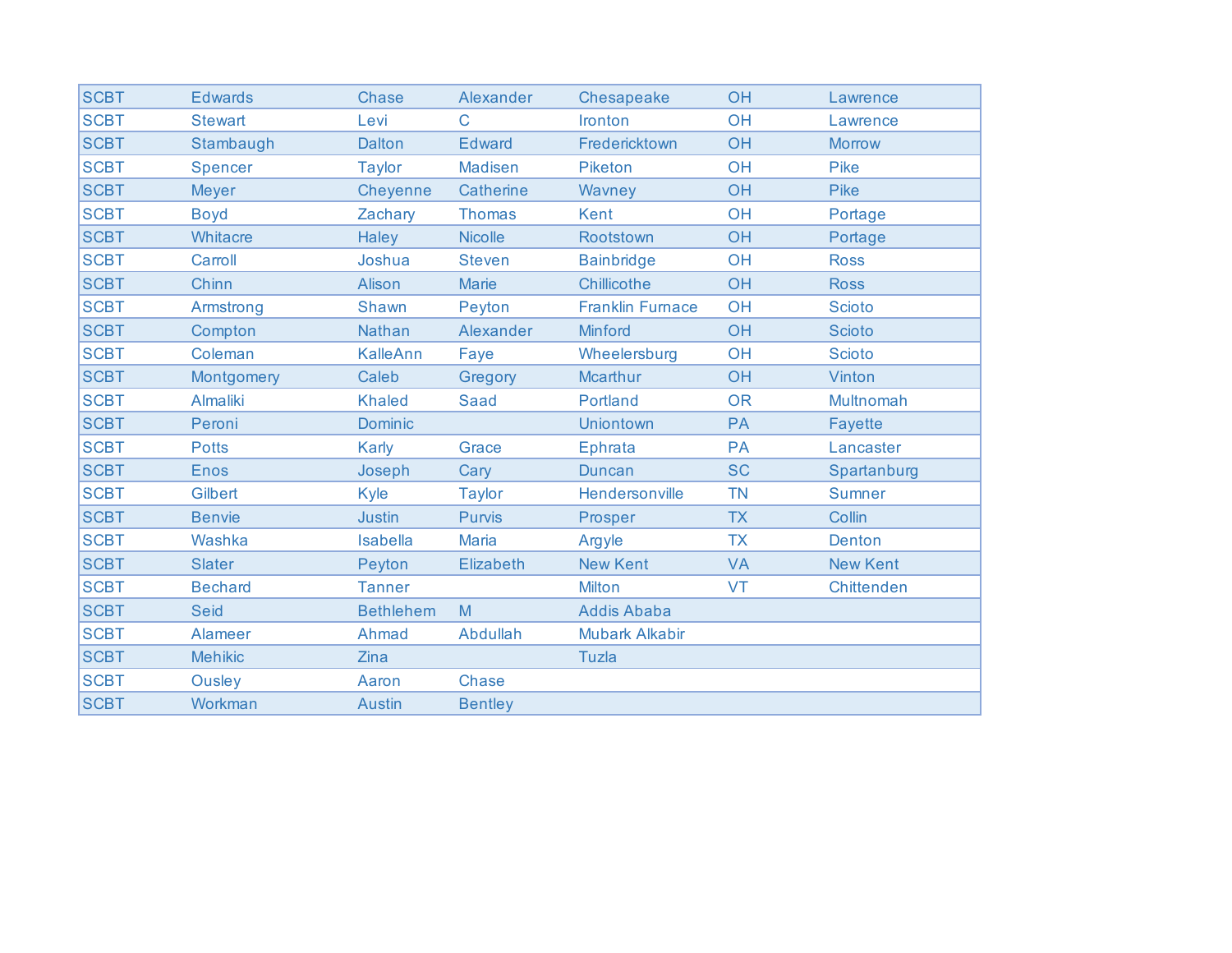| | | | | | | |
|---|---|---|---|---|---|---|
| SCBT | Edwards | Chase | Alexander | Chesapeake | OH | Lawrence |
| SCBT | Stewart | Levi | C | Ironton | OH | Lawrence |
| SCBT | Stambaugh | Dalton | Edward | Fredericktown | OH | Morrow |
| SCBT | Spencer | Taylor | Madisen | Piketon | OH | Pike |
| SCBT | Meyer | Cheyenne | Catherine | Wavney | OH | Pike |
| SCBT | Boyd | Zachary | Thomas | Kent | OH | Portage |
| SCBT | Whitacre | Haley | Nicolle | Rootstown | OH | Portage |
| SCBT | Carroll | Joshua | Steven | Bainbridge | OH | Ross |
| SCBT | Chinn | Alison | Marie | Chillicothe | OH | Ross |
| SCBT | Armstrong | Shawn | Peyton | Franklin Furnace | OH | Scioto |
| SCBT | Compton | Nathan | Alexander | Minford | OH | Scioto |
| SCBT | Coleman | KalleAnn | Faye | Wheelersburg | OH | Scioto |
| SCBT | Montgomery | Caleb | Gregory | Mcarthur | OH | Vinton |
| SCBT | Almaliki | Khaled | Saad | Portland | OR | Multnomah |
| SCBT | Peroni | Dominic | | Uniontown | PA | Fayette |
| SCBT | Potts | Karly | Grace | Ephrata | PA | Lancaster |
| SCBT | Enos | Joseph | Cary | Duncan | SC | Spartanburg |
| SCBT | Gilbert | Kyle | Taylor | Hendersonville | TN | Sumner |
| SCBT | Benvie | Justin | Purvis | Prosper | TX | Collin |
| SCBT | Washka | Isabella | Maria | Argyle | TX | Denton |
| SCBT | Slater | Peyton | Elizabeth | New Kent | VA | New Kent |
| SCBT | Bechard | Tanner | | Milton | VT | Chittenden |
| SCBT | Seid | Bethlehem | M | Addis Ababa | | |
| SCBT | Alameer | Ahmad | Abdullah | Mubark Alkabir | | |
| SCBT | Mehikic | Zina | | Tuzla | | |
| SCBT | Ousley | Aaron | Chase | | | |
| SCBT | Workman | Austin | Bentley | | | |